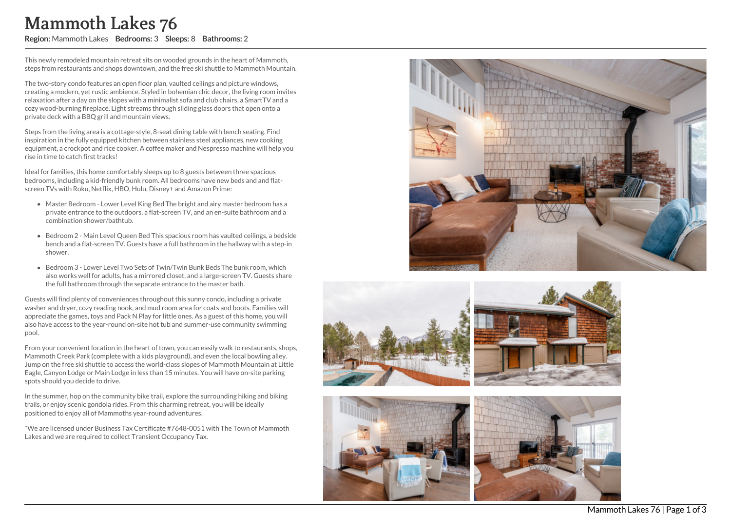# Mammoth Lakes 76

**Region:** Mammoth Lakes **Bedrooms:** 3 **Sleeps:** 8 **Bathrooms:** 2

This newly remodeled mountain retreat sits on wooded grounds in the heart of Mammoth, steps from restaurants and shops downtown, and the free ski shuttle to Mammoth Mountain.

The two-story condo features an open floor plan, vaulted ceilings and picture windows, creating a modern, yet rustic ambience. Styled in bohemian chic decor, the living room invites relaxation after a day on the slopes with a minimalist sofa and club chairs, a SmartTV and a cozy wood-burning fireplace. Light streams through sliding glass doors that open onto a private deck with a BBQ grill and mountain views.

Steps from the living area is a cottage-style, 8-seat dining table with bench seating. Find inspiration in the fully equipped kitchen between stainless steel appliances, new cooking equipment, a crockpot and rice cooker. A coffee maker and Nespresso machine will help you rise in time to catch first tracks!

Ideal for families, this home comfortably sleeps up to 8 guests between three spacious bedrooms, including a kid-friendly bunk room. All bedrooms have new beds and and flat-screen TVs with Roku, Netflix, HBO, Hulu, Disney+ and Amazon Prime:

- Master Bedroom - Lower Level King Bed The bright and airy master bedroom has a private entrance to the outdoors, a flat-screen TV, and an en-suite bathroom and a combination shower/bathtub.
- Bedroom 2 - Main Level Queen Bed This spacious room has vaulted ceilings, a bedside bench and a flat-screen TV. Guests have a full bathroom in the hallway with a step-in shower.
- Bedroom 3 - Lower Level Two Sets of Twin/Twin Bunk Beds The bunk room, which also works well for adults, has a mirrored closet, and a large-screen TV. Guests share the full bathroom through the separate entrance to the master bath.

Guests will find plenty of conveniences throughout this sunny condo, including a private washer and dryer, cozy reading nook, and mud room area for coats and boots. Families will appreciate the games, toys and Pack N Play for little ones. As a guest of this home, you will also have access to the year-round on-site hot tub and summer-use community swimming pool.

From your convenient location in the heart of town, you can easily walk to restaurants, shops, Mammoth Creek Park (complete with a kids playground), and even the local bowling alley. Jump on the free ski shuttle to access the world-class slopes of Mammoth Mountain at Little Eagle, Canyon Lodge or Main Lodge in less than 15 minutes. You will have on-site parking spots should you decide to drive.

In the summer, hop on the community bike trail, explore the surrounding hiking and biking trails, or enjoy scenic gondola rides. From this charming retreat, you will be ideally positioned to enjoy all of Mammoths year-round adventures.

*We are licensed under Business Tax Certificate #7648-0051 with The Town of Mammoth Lakes and we are required to collect Transient Occupancy Tax.